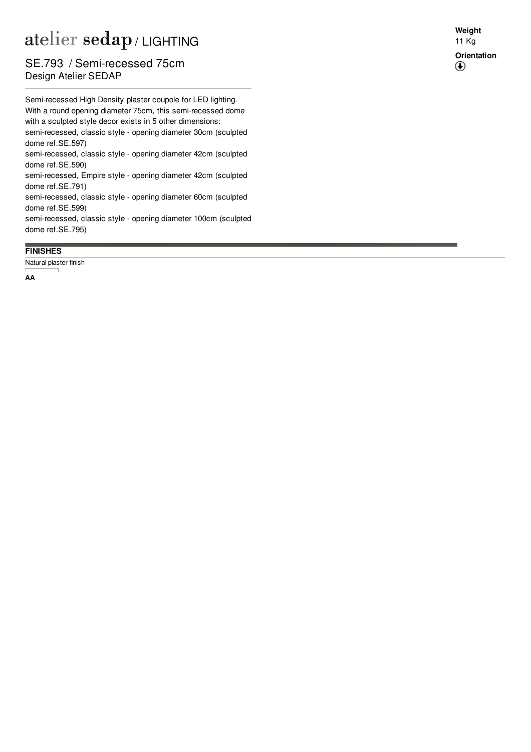# atelier sedap / LIGHTING

## SE.793 / Semi-recessed 75cm

Design Atelier SEDAP

**Weight**
11 Kg

**Orientation**
🡇

Semi-recessed High Density plaster coupole for LED lighting. With a round opening diameter 75cm, this semi-recessed dome with a sculpted style decor exists in 5 other dimensions:
semi-recessed, classic style - opening diameter 30cm (sculpted dome ref.SE.597)
semi-recessed, classic style - opening diameter 42cm (sculpted dome ref.SE.590)
semi-recessed, Empire style - opening diameter 42cm (sculpted dome ref.SE.791)
semi-recessed, classic style - opening diameter 60cm (sculpted dome ref.SE.599)
semi-recessed, classic style - opening diameter 100cm (sculpted dome ref.SE.795)

### FINISHES

Natural plaster finish

**AA**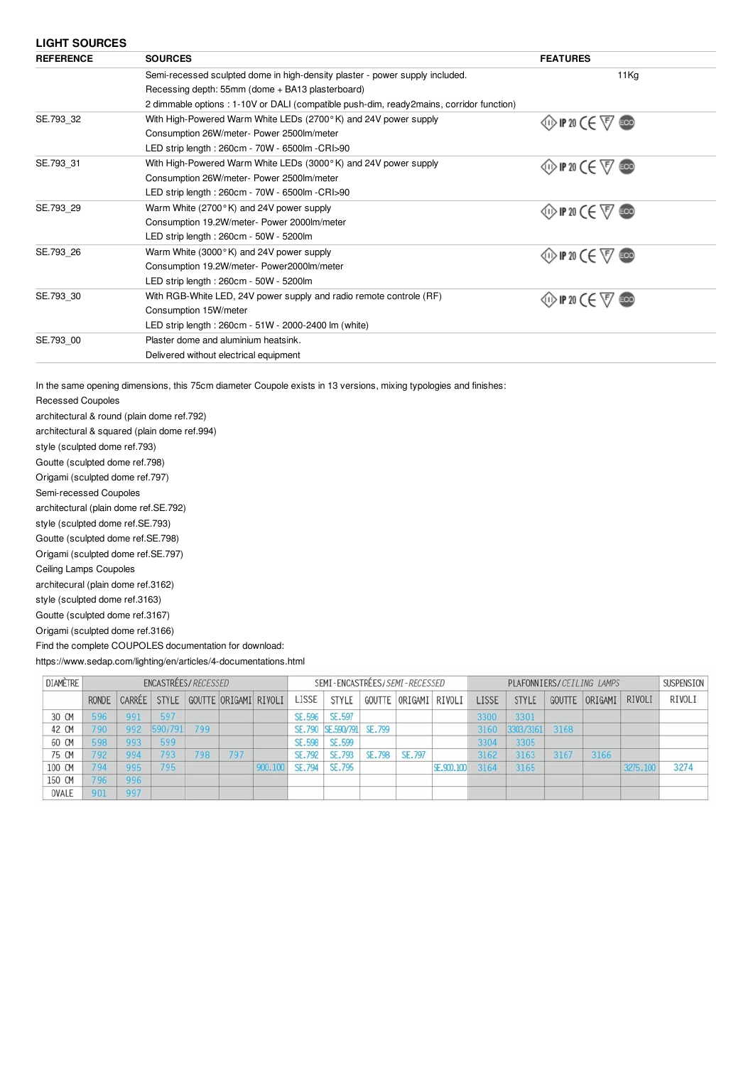## LIGHT SOURCES

| REFERENCE | SOURCES | FEATURES |
|---|---|---|
| | Semi-recessed sculpted dome in high-density plaster - power supply included.<br>Recessing depth: 55mm (dome + BA13 plasterboard)<br>2 dimmable options : 1-10V or DALI (compatible push-dim, ready2mains, corridor function) | 11Kg |
| SE.793_32 | With High-Powered Warm White LEDs (2700° K) and 24V power supply<br>Consumption 26W/meter- Power 2500lm/meter<br>LED strip length : 260cm - 70W - 6500lm -CRI>90 | IP 20 CE |
| SE.793_31 | With High-Powered Warm White LEDs (3000° K) and 24V power supply<br>Consumption 26W/meter- Power 2500lm/meter<br>LED strip length : 260cm - 70W - 6500lm -CRI>90 | IP 20 CE |
| SE.793_29 | Warm White (2700° K) and 24V power supply<br>Consumption 19.2W/meter- Power 2000lm/meter<br>LED strip length : 260cm - 50W - 5200lm | IP 20 CE |
| SE.793_26 | Warm White (3000° K) and 24V power supply<br>Consumption 19.2W/meter- Power2000lm/meter<br>LED strip length : 260cm - 50W - 5200lm | IP 20 CE |
| SE.793_30 | With RGB-White LED, 24V power supply and radio remote controle (RF)<br>Consumption 15W/meter<br>LED strip length : 260cm - 51W - 2000-2400 lm (white) | IP 20 CE |
| SE.793_00 | Plaster dome and aluminium heatsink.<br>Delivered without electrical equipment | |

In the same opening dimensions, this 75cm diameter Coupole exists in 13 versions, mixing typologies and finishes:

Recessed Coupoles

architectural & round (plain dome ref.792)

architectural & squared (plain dome ref.994)

style (sculpted dome ref.793)

Goutte (sculpted dome ref.798)

Origami (sculpted dome ref.797)

Semi-recessed Coupoles

architectural (plain dome ref.SE.792)

style (sculpted dome ref.SE.793)

Goutte (sculpted dome ref.SE.798)

Origami (sculpted dome ref.SE.797)

Ceiling Lamps Coupoles

architecural (plain dome ref.3162)

style (sculpted dome ref.3163)

Goutte (sculpted dome ref.3167)

Origami (sculpted dome ref.3166)

Find the complete COUPOLES documentation for download:

https://www.sedap.com/lighting/en/articles/4-documentations.html

| DIAMÈTRE | ENCASTRÉES/*RECESSED* | | | | | | SEMI-ENCASTRÉES/*SEMI-RECESSED* | | | | | PLAFONNIERS/*CEILING LAMPS* | | | | | SUSPENSION |
|---|---|---|---|---|---|---|---|---|---|---|---|---|---|---|---|---|---|
| | RONDE | CARRÉE | STYLE | GOUTTE | ORIGAMI | RIVOLI | LISSE | STYLE | GOUTTE | ORIGAMI | RIVOLI | LISSE | STYLE | GOUTTE | ORIGAMI | RIVOLI | RIVOLI |
| 30 CM | 596 | 991 | 597 | | | | SE.596 | SE.597 | | | | 3300 | 3301 | | | | |
| 42 CM | 790 | 992 | 590/791 | 799 | | | SE.790 | SE.590/791 | SE.799 | | | 3160 | 3303/3161 | 3168 | | | |
| 60 CM | 598 | 993 | 599 | | | | SE.598 | SE.599 | | | | 3304 | 3305 | | | | |
| 75 CM | 792 | 994 | 793 | 798 | 797 | | SE.792 | SE.793 | SE.798 | SE.797 | | 3162 | 3163 | 3167 | 3166 | | |
| 100 CM | 794 | 995 | 795 | | | 900.100 | SE.794 | SE.795 | | | SE.900.100 | 3164 | 3165 | | | 3275.100 | 3274 |
| 150 CM | 796 | 996 | | | | | | | | | | | | | | | |
| OVALE | 901 | 997 | | | | | | | | | | | | | | | |